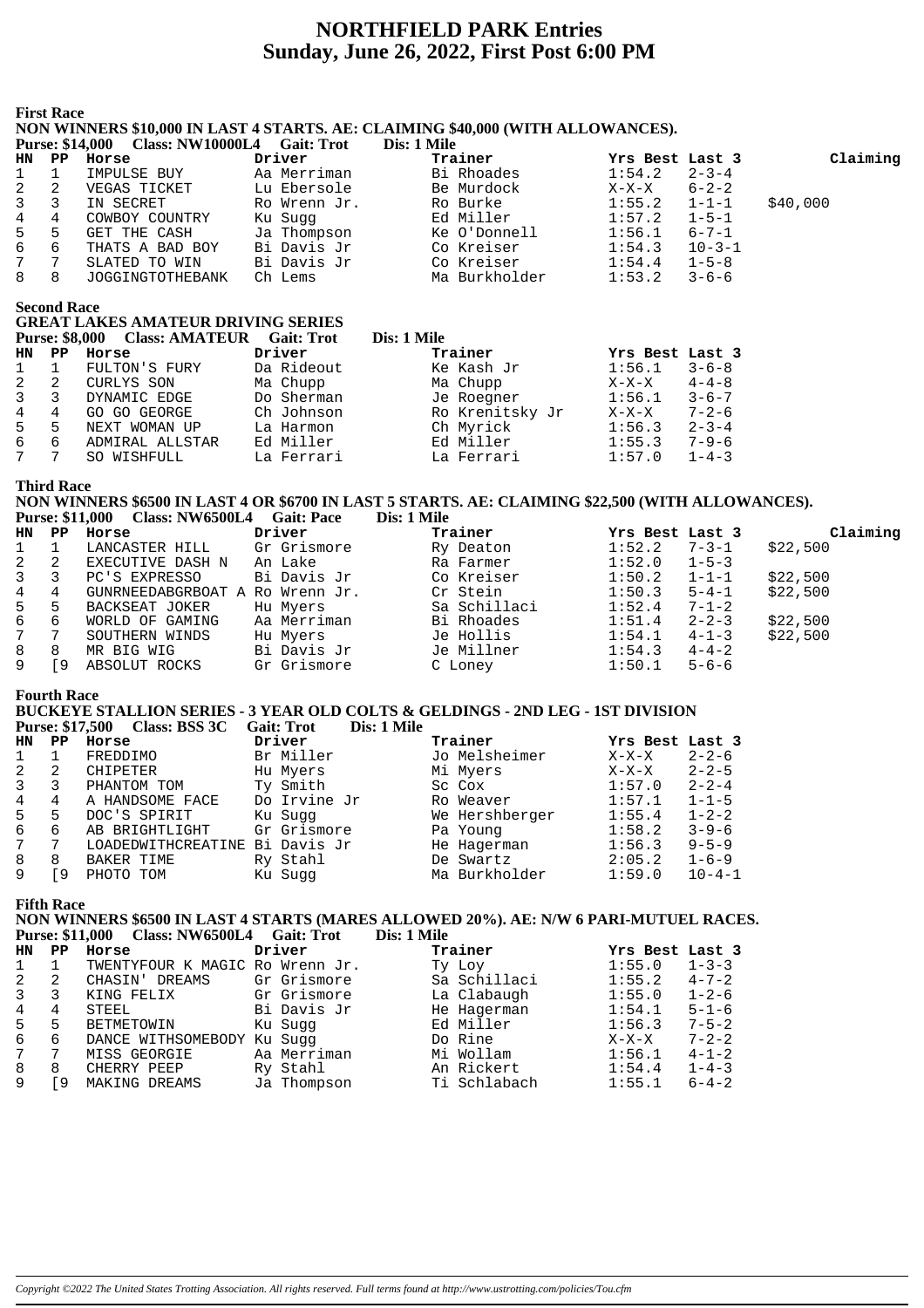# NORTHFIELD PARK Entries
## Sunday, June 26, 2022, First Post 6:00 PM

### First Race

**NON WINNERS $10,000 IN LAST 4 STARTS. AE: CLAIMING $40,000 (WITH ALLOWANCES).**

**Purse: $14,000 Class: NW10000L4 Gait: Trot Dis: 1 Mile**

| HN | PP | Horse | Driver | Trainer | Yrs Best | Last 3 | Claiming |
|---|---|---|---|---|---|---|---|
| 1 | 1 | IMPULSE BUY | Aa Merriman | Bi Rhoades | 1:54.2 | 2-3-4 | |
| 2 | 2 | VEGAS TICKET | Lu Ebersole | Be Murdock | X-X-X | 6-2-2 | |
| 3 | 3 | IN SECRET | Ro Wrenn Jr. | Ro Burke | 1:55.2 | 1-1-1 | $40,000 |
| 4 | 4 | COWBOY COUNTRY | Ku Sugg | Ed Miller | 1:57.2 | 1-5-1 | |
| 5 | 5 | GET THE CASH | Ja Thompson | Ke O'Donnell | 1:56.1 | 6-7-1 | |
| 6 | 6 | THATS A BAD BOY | Bi Davis Jr | Co Kreiser | 1:54.3 | 10-3-1 | |
| 7 | 7 | SLATED TO WIN | Bi Davis Jr | Co Kreiser | 1:54.4 | 1-5-8 | |
| 8 | 8 | JOGGINGTOTHEBANK | Ch Lems | Ma Burkholder | 1:53.2 | 3-6-6 | |

### Second Race

**GREAT LAKES AMATEUR DRIVING SERIES**

**Purse: $8,000 Class: AMATEUR Gait: Trot Dis: 1 Mile**

| HN | PP | Horse | Driver | Trainer | Yrs Best | Last 3 |
|---|---|---|---|---|---|---|
| 1 | 1 | FULTON'S FURY | Da Rideout | Ke Kash Jr | 1:56.1 | 3-6-8 |
| 2 | 2 | CURLYS SON | Ma Chupp | Ma Chupp | X-X-X | 4-4-8 |
| 3 | 3 | DYNAMIC EDGE | Do Sherman | Je Roegner | 1:56.1 | 3-6-7 |
| 4 | 4 | GO GO GEORGE | Ch Johnson | Ro Krenitsky Jr | X-X-X | 7-2-6 |
| 5 | 5 | NEXT WOMAN UP | La Harmon | Ch Myrick | 1:56.3 | 2-3-4 |
| 6 | 6 | ADMIRAL ALLSTAR | Ed Miller | Ed Miller | 1:55.3 | 7-9-6 |
| 7 | 7 | SO WISHFULL | La Ferrari | La Ferrari | 1:57.0 | 1-4-3 |

### Third Race

**NON WINNERS $6500 IN LAST 4 OR $6700 IN LAST 5 STARTS. AE: CLAIMING $22,500 (WITH ALLOWANCES).**

**Purse: $11,000 Class: NW6500L4 Gait: Pace Dis: 1 Mile**

| HN | PP | Horse | Driver | Trainer | Yrs Best | Last 3 | Claiming |
|---|---|---|---|---|---|---|---|
| 1 | 1 | LANCASTER HILL | Gr Grismore | Ry Deaton | 1:52.2 | 7-3-1 | $22,500 |
| 2 | 2 | EXECUTIVE DASH N | An Lake | Ra Farmer | 1:52.0 | 1-5-3 | |
| 3 | 3 | PC'S EXPRESSO | Bi Davis Jr | Co Kreiser | 1:50.2 | 1-1-1 | $22,500 |
| 4 | 4 | GUNRNEEDABGRBOAT A | Ro Wrenn Jr. | Cr Stein | 1:50.3 | 5-4-1 | $22,500 |
| 5 | 5 | BACKSEAT JOKER | Hu Myers | Sa Schillaci | 1:52.4 | 7-1-2 | |
| 6 | 6 | WORLD OF GAMING | Aa Merriman | Bi Rhoades | 1:51.4 | 2-2-3 | $22,500 |
| 7 | 7 | SOUTHERN WINDS | Hu Myers | Je Hollis | 1:54.1 | 4-1-3 | $22,500 |
| 8 | 8 | MR BIG WIG | Bi Davis Jr | Je Millner | 1:54.3 | 4-4-2 | |
| 9 | [9 | ABSOLUT ROCKS | Gr Grismore | C Loney | 1:50.1 | 5-6-6 | |

### Fourth Race

**BUCKEYE STALLION SERIES - 3 YEAR OLD COLTS & GELDINGS - 2ND LEG - 1ST DIVISION**

**Purse: $17,500 Class: BSS 3C Gait: Trot Dis: 1 Mile**

| HN | PP | Horse | Driver | Trainer | Yrs Best | Last 3 |
|---|---|---|---|---|---|---|
| 1 | 1 | FREDDIMO | Br Miller | Jo Melsheimer | X-X-X | 2-2-6 |
| 2 | 2 | CHIPETER | Hu Myers | Mi Myers | X-X-X | 2-2-5 |
| 3 | 3 | PHANTOM TOM | Ty Smith | Sc Cox | 1:57.0 | 2-2-4 |
| 4 | 4 | A HANDSOME FACE | Do Irvine Jr | Ro Weaver | 1:57.1 | 1-1-5 |
| 5 | 5 | DOC'S SPIRIT | Ku Sugg | We Hershberger | 1:55.4 | 1-2-2 |
| 6 | 6 | AB BRIGHTLIGHT | Gr Grismore | Pa Young | 1:58.2 | 3-9-6 |
| 7 | 7 | LOADEDWITHCREATINE | Bi Davis Jr | He Hagerman | 1:56.3 | 9-5-9 |
| 8 | 8 | BAKER TIME | Ry Stahl | De Swartz | 2:05.2 | 1-6-9 |
| 9 | [9 | PHOTO TOM | Ku Sugg | Ma Burkholder | 1:59.0 | 10-4-1 |

### Fifth Race

**NON WINNERS $6500 IN LAST 4 STARTS (MARES ALLOWED 20%). AE: N/W 6 PARI-MUTUEL RACES.**

**Purse: $11,000 Class: NW6500L4 Gait: Trot Dis: 1 Mile**

| HN | PP | Horse | Driver | Trainer | Yrs Best | Last 3 |
|---|---|---|---|---|---|---|
| 1 | 1 | TWENTYFOUR K MAGIC | Ro Wrenn Jr. | Ty Loy | 1:55.0 | 1-3-3 |
| 2 | 2 | CHASIN' DREAMS | Gr Grismore | Sa Schillaci | 1:55.2 | 4-7-2 |
| 3 | 3 | KING FELIX | Gr Grismore | La Clabaugh | 1:55.0 | 1-2-6 |
| 4 | 4 | STEEL | Bi Davis Jr | He Hagerman | 1:54.1 | 5-1-6 |
| 5 | 5 | BETMETOWIN | Ku Sugg | Ed Miller | 1:56.3 | 7-5-2 |
| 6 | 6 | DANCE WITHSOMEBODY | Ku Sugg | Do Rine | X-X-X | 7-2-2 |
| 7 | 7 | MISS GEORGIE | Aa Merriman | Mi Wollam | 1:56.1 | 4-1-2 |
| 8 | 8 | CHERRY PEEP | Ry Stahl | An Rickert | 1:54.4 | 1-4-3 |
| 9 | [9 | MAKING DREAMS | Ja Thompson | Ti Schlabach | 1:55.1 | 6-4-2 |

*Copyright ©2022 The United States Trotting Association. All rights reserved. Full terms found at http://www.ustrotting.com/policies/Tou.cfm*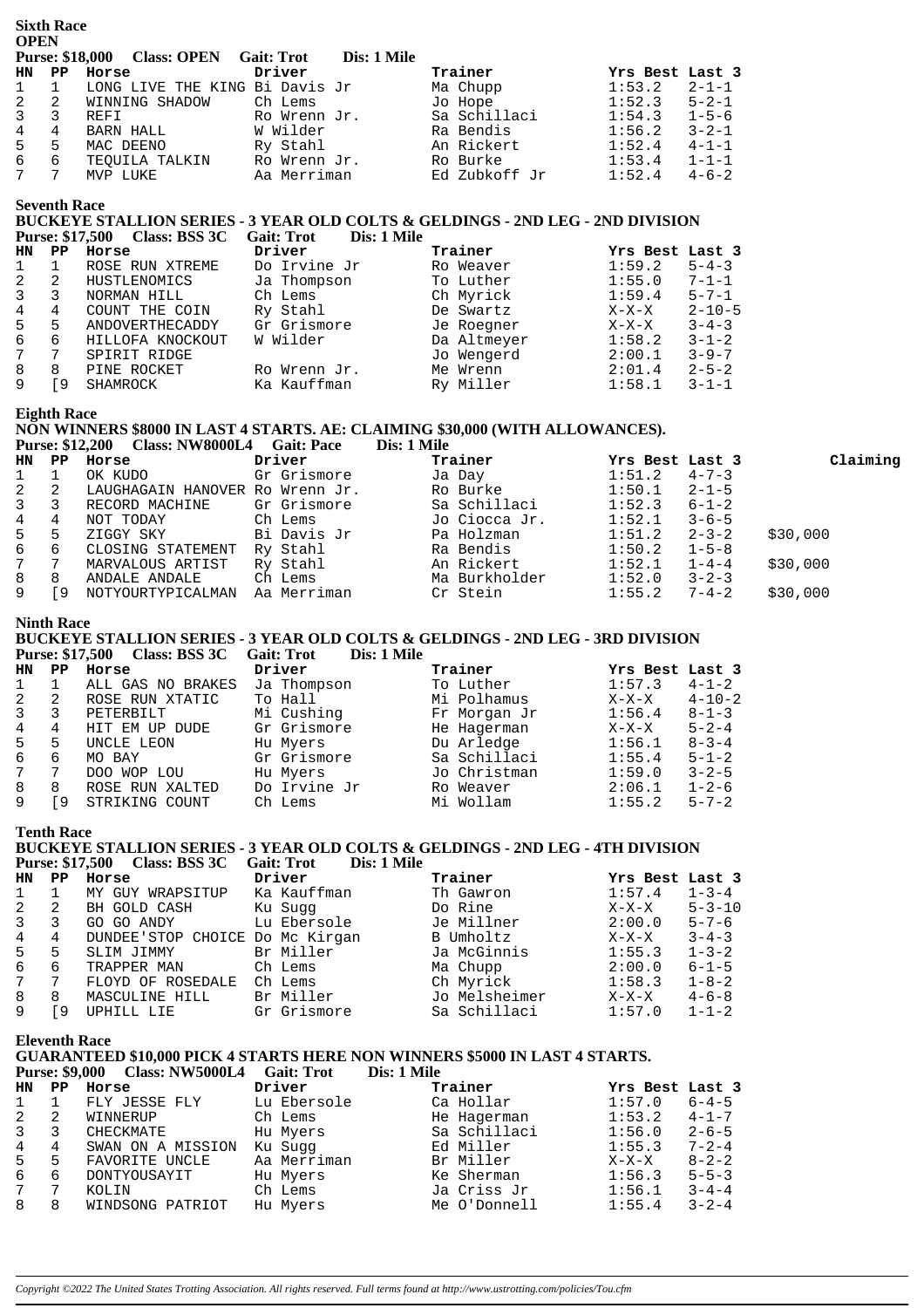## Sixth Race

**OPEN**

**Purse: $18,000 Class: OPEN Gait: Trot Dis: 1 Mile**

| HN | PP | Horse | Driver | Trainer | Yrs Best | Last 3 |
|---|---|---|---|---|---|---|
| 1 | 1 | LONG LIVE THE KING | Bi Davis Jr | Ma Chupp | 1:53.2 | 2-1-1 |
| 2 | 2 | WINNING SHADOW | Ch Lems | Jo Hope | 1:52.3 | 5-2-1 |
| 3 | 3 | REFI | Ro Wrenn Jr. | Sa Schillaci | 1:54.3 | 1-5-6 |
| 4 | 4 | BARN HALL | W Wilder | Ra Bendis | 1:56.2 | 3-2-1 |
| 5 | 5 | MAC DEENO | Ry Stahl | An Rickert | 1:52.4 | 4-1-1 |
| 6 | 6 | TEQUILA TALKIN | Ro Wrenn Jr. | Ro Burke | 1:53.4 | 1-1-1 |
| 7 | 7 | MVP LUKE | Aa Merriman | Ed Zubkoff Jr | 1:52.4 | 4-6-2 |

## Seventh Race

**BUCKEYE STALLION SERIES - 3 YEAR OLD COLTS & GELDINGS - 2ND LEG - 2ND DIVISION**

**Purse: $17,500 Class: BSS 3C Gait: Trot Dis: 1 Mile**

| HN | PP | Horse | Driver | Trainer | Yrs Best | Last 3 |
|---|---|---|---|---|---|---|
| 1 | 1 | ROSE RUN XTREME | Do Irvine Jr | Ro Weaver | 1:59.2 | 5-4-3 |
| 2 | 2 | HUSTLENOMICS | Ja Thompson | To Luther | 1:55.0 | 7-1-1 |
| 3 | 3 | NORMAN HILL | Ch Lems | Ch Myrick | 1:59.4 | 5-7-1 |
| 4 | 4 | COUNT THE COIN | Ry Stahl | De Swartz | X-X-X | 2-10-5 |
| 5 | 5 | ANDOVERTHECADDY | Gr Grismore | Je Roegner | X-X-X | 3-4-3 |
| 6 | 6 | HILLOFA KNOCKOUT | W Wilder | Da Altmeyer | 1:58.2 | 3-1-2 |
| 7 | 7 | SPIRIT RIDGE | | Jo Wengerd | 2:00.1 | 3-9-7 |
| 8 | 8 | PINE ROCKET | Ro Wrenn Jr. | Me Wrenn | 2:01.4 | 2-5-2 |
| 9 | [9 | SHAMROCK | Ka Kauffman | Ry Miller | 1:58.1 | 3-1-1 |

## Eighth Race

**NON WINNERS $8000 IN LAST 4 STARTS. AE: CLAIMING $30,000 (WITH ALLOWANCES).**

**Purse: $12,200 Class: NW8000L4 Gait: Pace Dis: 1 Mile**

| HN | PP | Horse | Driver | Trainer | Yrs Best | Last 3 | Claiming |
|---|---|---|---|---|---|---|---|
| 1 | 1 | OK KUDO | Gr Grismore | Ja Day | 1:51.2 | 4-7-3 | |
| 2 | 2 | LAUGHAGAIN HANOVER | Ro Wrenn Jr. | Ro Burke | 1:50.1 | 2-1-5 | |
| 3 | 3 | RECORD MACHINE | Gr Grismore | Sa Schillaci | 1:52.3 | 6-1-2 | |
| 4 | 4 | NOT TODAY | Ch Lems | Jo Ciocca Jr. | 1:52.1 | 3-6-5 | |
| 5 | 5 | ZIGGY SKY | Bi Davis Jr | Pa Holzman | 1:51.2 | 2-3-2 | $30,000 |
| 6 | 6 | CLOSING STATEMENT | Ry Stahl | Ra Bendis | 1:50.2 | 1-5-8 | |
| 7 | 7 | MARVALOUS ARTIST | Ry Stahl | An Rickert | 1:52.1 | 1-4-4 | $30,000 |
| 8 | 8 | ANDALE ANDALE | Ch Lems | Ma Burkholder | 1:52.0 | 3-2-3 | |
| 9 | [9 | NOTYOURTYPICALMAN | Aa Merriman | Cr Stein | 1:55.2 | 7-4-2 | $30,000 |

## Ninth Race

**BUCKEYE STALLION SERIES - 3 YEAR OLD COLTS & GELDINGS - 2ND LEG - 3RD DIVISION**

**Purse: $17,500 Class: BSS 3C Gait: Trot Dis: 1 Mile**

| HN | PP | Horse | Driver | Trainer | Yrs Best | Last 3 |
|---|---|---|---|---|---|---|
| 1 | 1 | ALL GAS NO BRAKES | Ja Thompson | To Luther | 1:57.3 | 4-1-2 |
| 2 | 2 | ROSE RUN XTATIC | To Hall | Mi Polhamus | X-X-X | 4-10-2 |
| 3 | 3 | PETERBILT | Mi Cushing | Fr Morgan Jr | 1:56.4 | 8-1-3 |
| 4 | 4 | HIT EM UP DUDE | Gr Grismore | He Hagerman | X-X-X | 5-2-4 |
| 5 | 5 | UNCLE LEON | Hu Myers | Du Arledge | 1:56.1 | 8-3-4 |
| 6 | 6 | MO BAY | Gr Grismore | Sa Schillaci | 1:55.4 | 5-1-2 |
| 7 | 7 | DOO WOP LOU | Hu Myers | Jo Christman | 1:59.0 | 3-2-5 |
| 8 | 8 | ROSE RUN XALTED | Do Irvine Jr | Ro Weaver | 2:06.1 | 1-2-6 |
| 9 | [9 | STRIKING COUNT | Ch Lems | Mi Wollam | 1:55.2 | 5-7-2 |

## Tenth Race

**BUCKEYE STALLION SERIES - 3 YEAR OLD COLTS & GELDINGS - 2ND LEG - 4TH DIVISION**

**Purse: $17,500 Class: BSS 3C Gait: Trot Dis: 1 Mile**

| HN | PP | Horse | Driver | Trainer | Yrs Best | Last 3 |
|---|---|---|---|---|---|---|
| 1 | 1 | MY GUY WRAPSITUP | Ka Kauffman | Th Gawron | 1:57.4 | 1-3-4 |
| 2 | 2 | BH GOLD CASH | Ku Sugg | Do Rine | X-X-X | 5-3-10 |
| 3 | 3 | GO GO ANDY | Lu Ebersole | Je Millner | 2:00.0 | 5-7-6 |
| 4 | 4 | DUNDEE'STOP CHOICE | Do Mc Kirgan | B Umholtz | X-X-X | 3-4-3 |
| 5 | 5 | SLIM JIMMY | Br Miller | Ja McGinnis | 1:55.3 | 1-3-2 |
| 6 | 6 | TRAPPER MAN | Ch Lems | Ma Chupp | 2:00.0 | 6-1-5 |
| 7 | 7 | FLOYD OF ROSEDALE | Ch Lems | Ch Myrick | 1:58.3 | 1-8-2 |
| 8 | 8 | MASCULINE HILL | Br Miller | Jo Melsheimer | X-X-X | 4-6-8 |
| 9 | [9 | UPHILL LIE | Gr Grismore | Sa Schillaci | 1:57.0 | 1-1-2 |

## Eleventh Race

**GUARANTEED $10,000 PICK 4 STARTS HERE NON WINNERS $5000 IN LAST 4 STARTS.**

**Purse: $9,000 Class: NW5000L4 Gait: Trot Dis: 1 Mile**

| HN | PP | Horse | Driver | Trainer | Yrs Best | Last 3 |
|---|---|---|---|---|---|---|
| 1 | 1 | FLY JESSE FLY | Lu Ebersole | Ca Hollar | 1:57.0 | 6-4-5 |
| 2 | 2 | WINNERUP | Ch Lems | He Hagerman | 1:53.2 | 4-1-7 |
| 3 | 3 | CHECKMATE | Hu Myers | Sa Schillaci | 1:56.0 | 2-6-5 |
| 4 | 4 | SWAN ON A MISSION | Ku Sugg | Ed Miller | 1:55.3 | 7-2-4 |
| 5 | 5 | FAVORITE UNCLE | Aa Merriman | Br Miller | X-X-X | 8-2-2 |
| 6 | 6 | DONTYOUSAYIT | Hu Myers | Ke Sherman | 1:56.3 | 5-5-3 |
| 7 | 7 | KOLIN | Ch Lems | Ja Criss Jr | 1:56.1 | 3-4-4 |
| 8 | 8 | WINDSONG PATRIOT | Hu Myers | Me O'Donnell | 1:55.4 | 3-2-4 |

*Copyright ©2022 The United States Trotting Association. All rights reserved. Full terms found at http://www.ustrotting.com/policies/Tou.cfm*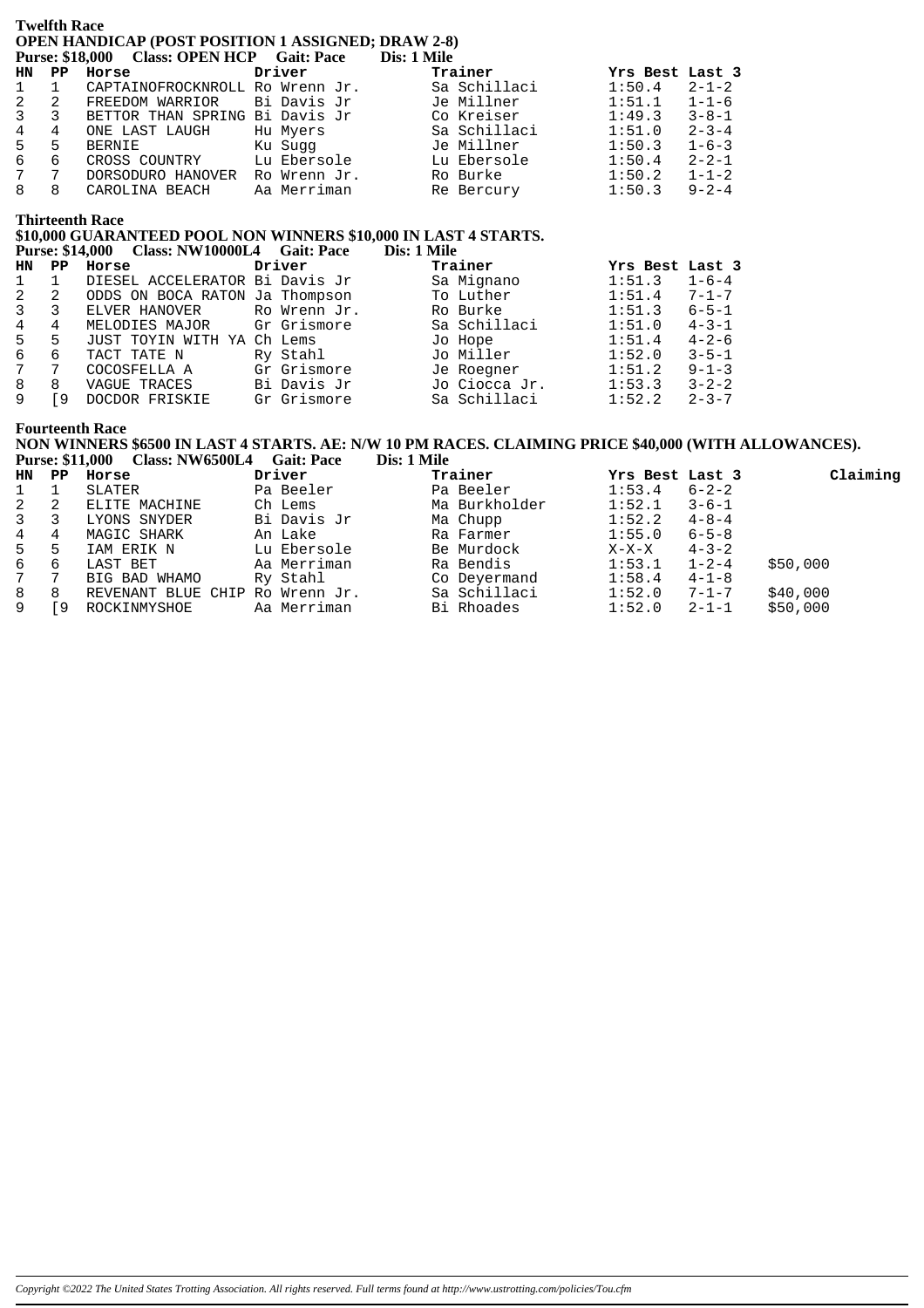**Twelfth Race**
**OPEN HANDICAP (POST POSITION 1 ASSIGNED; DRAW 2-8)**
**Purse: $18,000 Class: OPEN HCP Gait: Pace Dis: 1 Mile**

| HN | PP | Horse | Driver | Trainer | Yrs Best | Last 3 |
|---|---|---|---|---|---|---|
| 1 | 1 | CAPTAINOFROCKNROLL | Ro Wrenn Jr. | Sa Schillaci | 1:50.4 | 2-1-2 |
| 2 | 2 | FREEDOM WARRIOR | Bi Davis Jr | Je Millner | 1:51.1 | 1-1-6 |
| 3 | 3 | BETTOR THAN SPRING | Bi Davis Jr | Co Kreiser | 1:49.3 | 3-8-1 |
| 4 | 4 | ONE LAST LAUGH | Hu Myers | Sa Schillaci | 1:51.0 | 2-3-4 |
| 5 | 5 | BERNIE | Ku Sugg | Je Millner | 1:50.3 | 1-6-3 |
| 6 | 6 | CROSS COUNTRY | Lu Ebersole | Lu Ebersole | 1:50.4 | 2-2-1 |
| 7 | 7 | DORSODURO HANOVER | Ro Wrenn Jr. | Ro Burke | 1:50.2 | 1-1-2 |
| 8 | 8 | CAROLINA BEACH | Aa Merriman | Re Bercury | 1:50.3 | 9-2-4 |

**Thirteenth Race**
**$10,000 GUARANTEED POOL NON WINNERS $10,000 IN LAST 4 STARTS.**
**Purse: $14,000 Class: NW10000L4 Gait: Pace Dis: 1 Mile**

| HN | PP | Horse | Driver | Trainer | Yrs Best | Last 3 |
|---|---|---|---|---|---|---|
| 1 | 1 | DIESEL ACCELERATOR | Bi Davis Jr | Sa Mignano | 1:51.3 | 1-6-4 |
| 2 | 2 | ODDS ON BOCA RATON | Ja Thompson | To Luther | 1:51.4 | 7-1-7 |
| 3 | 3 | ELVER HANOVER | Ro Wrenn Jr. | Ro Burke | 1:51.3 | 6-5-1 |
| 4 | 4 | MELODIES MAJOR | Gr Grismore | Sa Schillaci | 1:51.0 | 4-3-1 |
| 5 | 5 | JUST TOYIN WITH YA | Ch Lems | Jo Hope | 1:51.4 | 4-2-6 |
| 6 | 6 | TACT TATE N | Ry Stahl | Jo Miller | 1:52.0 | 3-5-1 |
| 7 | 7 | COCOSFELLA A | Gr Grismore | Je Roegner | 1:51.2 | 9-1-3 |
| 8 | 8 | VAGUE TRACES | Bi Davis Jr | Jo Ciocca Jr. | 1:53.3 | 3-2-2 |
| 9 | [9 | DOCDOR FRISKIE | Gr Grismore | Sa Schillaci | 1:52.2 | 2-3-7 |

**Fourteenth Race**
**NON WINNERS $6500 IN LAST 4 STARTS. AE: N/W 10 PM RACES. CLAIMING PRICE $40,000 (WITH ALLOWANCES).**
**Purse: $11,000 Class: NW6500L4 Gait: Pace Dis: 1 Mile**

| HN | PP | Horse | Driver | Trainer | Yrs Best | Last 3 | Claiming |
|---|---|---|---|---|---|---|---|
| 1 | 1 | SLATER | Pa Beeler | Pa Beeler | 1:53.4 | 6-2-2 | |
| 2 | 2 | ELITE MACHINE | Ch Lems | Ma Burkholder | 1:52.1 | 3-6-1 | |
| 3 | 3 | LYONS SNYDER | Bi Davis Jr | Ma Chupp | 1:52.2 | 4-8-4 | |
| 4 | 4 | MAGIC SHARK | An Lake | Ra Farmer | 1:55.0 | 6-5-8 | |
| 5 | 5 | IAM ERIK N | Lu Ebersole | Be Murdock | X-X-X | 4-3-2 | |
| 6 | 6 | LAST BET | Aa Merriman | Ra Bendis | 1:53.1 | 1-2-4 | $50,000 |
| 7 | 7 | BIG BAD WHAMO | Ry Stahl | Co Deyermand | 1:58.4 | 4-1-8 | |
| 8 | 8 | REVENANT BLUE CHIP | Ro Wrenn Jr. | Sa Schillaci | 1:52.0 | 7-1-7 | $40,000 |
| 9 | [9 | ROCKINMYSHOE | Aa Merriman | Bi Rhoades | 1:52.0 | 2-1-1 | $50,000 |

*Copyright ©2022 The United States Trotting Association. All rights reserved. Full terms found at http://www.ustrotting.com/policies/Tou.cfm*